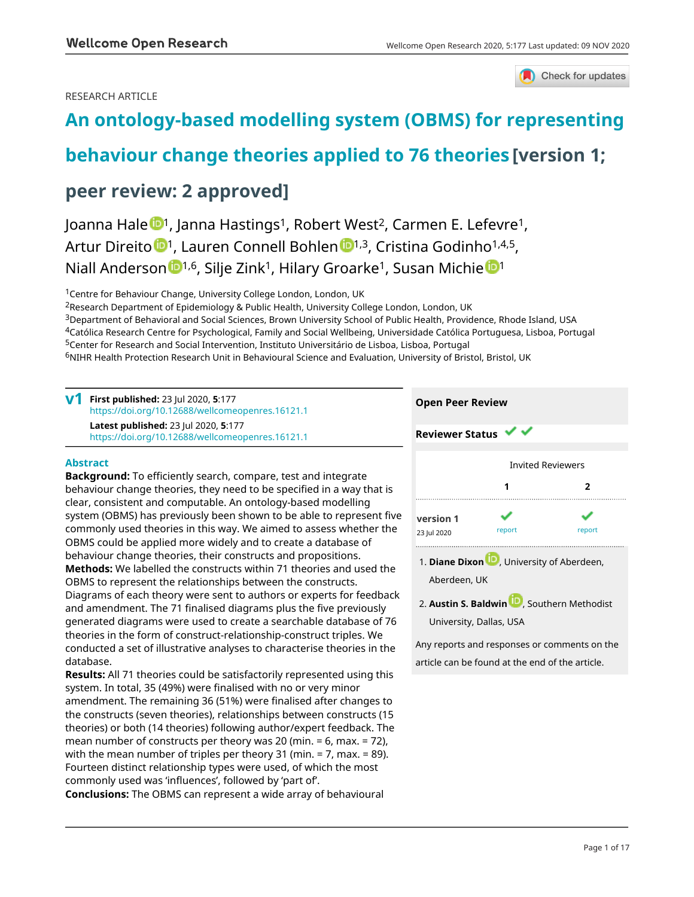RESEARCH ARTICLE

# An ontology-based modelling system (OBMS) for representing behaviour change theories applied to 76 theories [version 1; peer review: 2 approved]

Joanna Hale[1], Janna Hastings[1], Robert West[2], Carmen E. Lefevre[1], Artur Direito[1], Lauren Connell Bohlen[1,3], Cristina Godinho[1,4,5], Niall Anderson[1,6], Silje Zink[1], Hilary Groarke[1], Susan Michie[1]

[1]Centre for Behaviour Change, University College London, London, UK
[2]Research Department of Epidemiology & Public Health, University College London, London, UK
[3]Department of Behavioral and Social Sciences, Brown University School of Public Health, Providence, Rhode Island, USA
[4]Católica Research Centre for Psychological, Family and Social Wellbeing, Universidade Católica Portuguesa, Lisboa, Portugal
[5]Center for Research and Social Intervention, Instituto Universitário de Lisboa, Lisboa, Portugal
[6]NIHR Health Protection Research Unit in Behavioural Science and Evaluation, University of Bristol, Bristol, UK

**v1** **First published:** 23 Jul 2020, **5**:177
https://doi.org/10.12688/wellcomeopenres.16121.1
**Latest published:** 23 Jul 2020, **5**:177
https://doi.org/10.12688/wellcomeopenres.16121.1

## Abstract

**Background:** To efficiently search, compare, test and integrate behaviour change theories, they need to be specified in a way that is clear, consistent and computable. An ontology-based modelling system (OBMS) has previously been shown to be able to represent five commonly used theories in this way. We aimed to assess whether the OBMS could be applied more widely and to create a database of behaviour change theories, their constructs and propositions.
**Methods:** We labelled the constructs within 71 theories and used the OBMS to represent the relationships between the constructs. Diagrams of each theory were sent to authors or experts for feedback and amendment. The 71 finalised diagrams plus the five previously generated diagrams were used to create a searchable database of 76 theories in the form of construct-relationship-construct triples. We conducted a set of illustrative analyses to characterise theories in the database.
**Results:** All 71 theories could be satisfactorily represented using this system. In total, 35 (49%) were finalised with no or very minor amendment. The remaining 36 (51%) were finalised after changes to the constructs (seven theories), relationships between constructs (15 theories) or both (14 theories) following author/expert feedback. The mean number of constructs per theory was 20 (min. = 6, max. = 72), with the mean number of triples per theory 31 (min. = 7, max. = 89). Fourteen distinct relationship types were used, of which the most commonly used was 'influences', followed by 'part of'.
**Conclusions:** The OBMS can represent a wide array of behavioural

**Open Peer Review**

**Reviewer Status** ✔ ✔

| | Invited Reviewers | |
|---|---|---|
| | **1** | **2** |
| **version 1** 23 Jul 2020 | ✔ report | ✔ report |

1. **Diane Dixon**, University of Aberdeen, Aberdeen, UK

2. **Austin S. Baldwin**, Southern Methodist University, Dallas, USA

Any reports and responses or comments on the article can be found at the end of the article.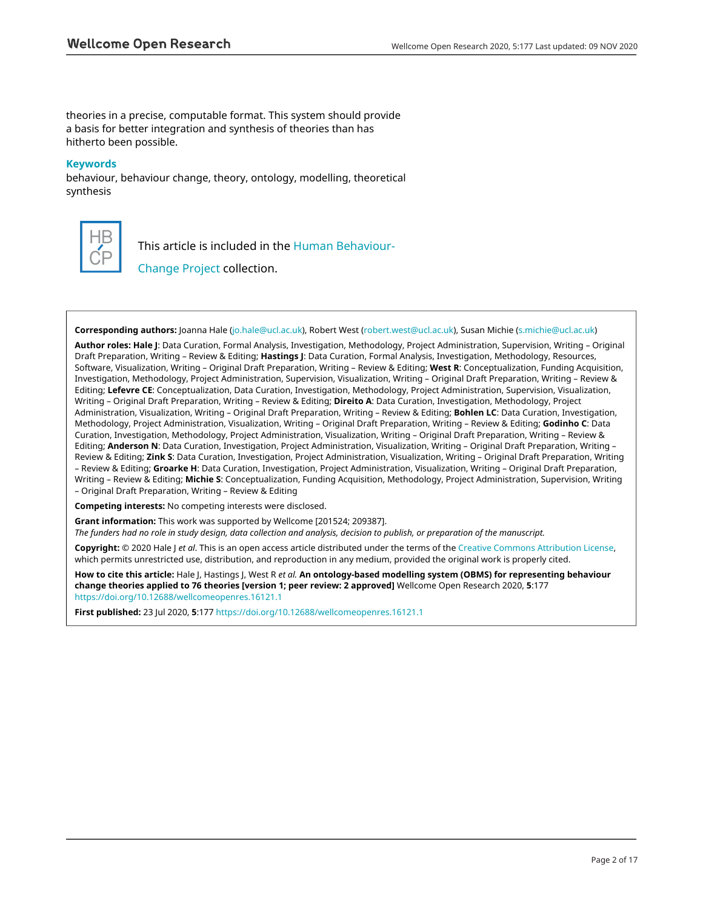theories in a precise, computable format. This system should provide a basis for better integration and synthesis of theories than has hitherto been possible.

### Keywords

behaviour, behaviour change, theory, ontology, modelling, theoretical synthesis

HB CP

This article is included in the Human Behaviour-Change Project collection.

**Corresponding authors:** Joanna Hale (jo.hale@ucl.ac.uk), Robert West (robert.west@ucl.ac.uk), Susan Michie (s.michie@ucl.ac.uk)

**Author roles: Hale J**: Data Curation, Formal Analysis, Investigation, Methodology, Project Administration, Supervision, Writing – Original Draft Preparation, Writing – Review & Editing; **Hastings J**: Data Curation, Formal Analysis, Investigation, Methodology, Resources, Software, Visualization, Writing – Original Draft Preparation, Writing – Review & Editing; **West R**: Conceptualization, Funding Acquisition, Investigation, Methodology, Project Administration, Supervision, Visualization, Writing – Original Draft Preparation, Writing – Review & Editing; **Lefevre CE**: Conceptualization, Data Curation, Investigation, Methodology, Project Administration, Supervision, Visualization, Writing – Original Draft Preparation, Writing – Review & Editing; **Direito A**: Data Curation, Investigation, Methodology, Project Administration, Visualization, Writing – Original Draft Preparation, Writing – Review & Editing; **Bohlen LC**: Data Curation, Investigation, Methodology, Project Administration, Visualization, Writing – Original Draft Preparation, Writing – Review & Editing; **Godinho C**: Data Curation, Investigation, Methodology, Project Administration, Visualization, Writing – Original Draft Preparation, Writing – Review & Editing; **Anderson N**: Data Curation, Investigation, Project Administration, Visualization, Writing – Original Draft Preparation, Writing – Review & Editing; **Zink S**: Data Curation, Investigation, Project Administration, Visualization, Writing – Original Draft Preparation, Writing – Review & Editing; **Groarke H**: Data Curation, Investigation, Project Administration, Visualization, Writing – Original Draft Preparation, Writing – Review & Editing; **Michie S**: Conceptualization, Funding Acquisition, Methodology, Project Administration, Supervision, Writing – Original Draft Preparation, Writing – Review & Editing

**Competing interests:** No competing interests were disclosed.

**Grant information:** This work was supported by Wellcome [201524; 209387].
*The funders had no role in study design, data collection and analysis, decision to publish, or preparation of the manuscript.*

**Copyright:** © 2020 Hale J *et al*. This is an open access article distributed under the terms of the Creative Commons Attribution License, which permits unrestricted use, distribution, and reproduction in any medium, provided the original work is properly cited.

**How to cite this article:** Hale J, Hastings J, West R *et al.* **An ontology-based modelling system (OBMS) for representing behaviour change theories applied to 76 theories [version 1; peer review: 2 approved]** Wellcome Open Research 2020, **5**:177 https://doi.org/10.12688/wellcomeopenres.16121.1

**First published:** 23 Jul 2020, **5**:177 https://doi.org/10.12688/wellcomeopenres.16121.1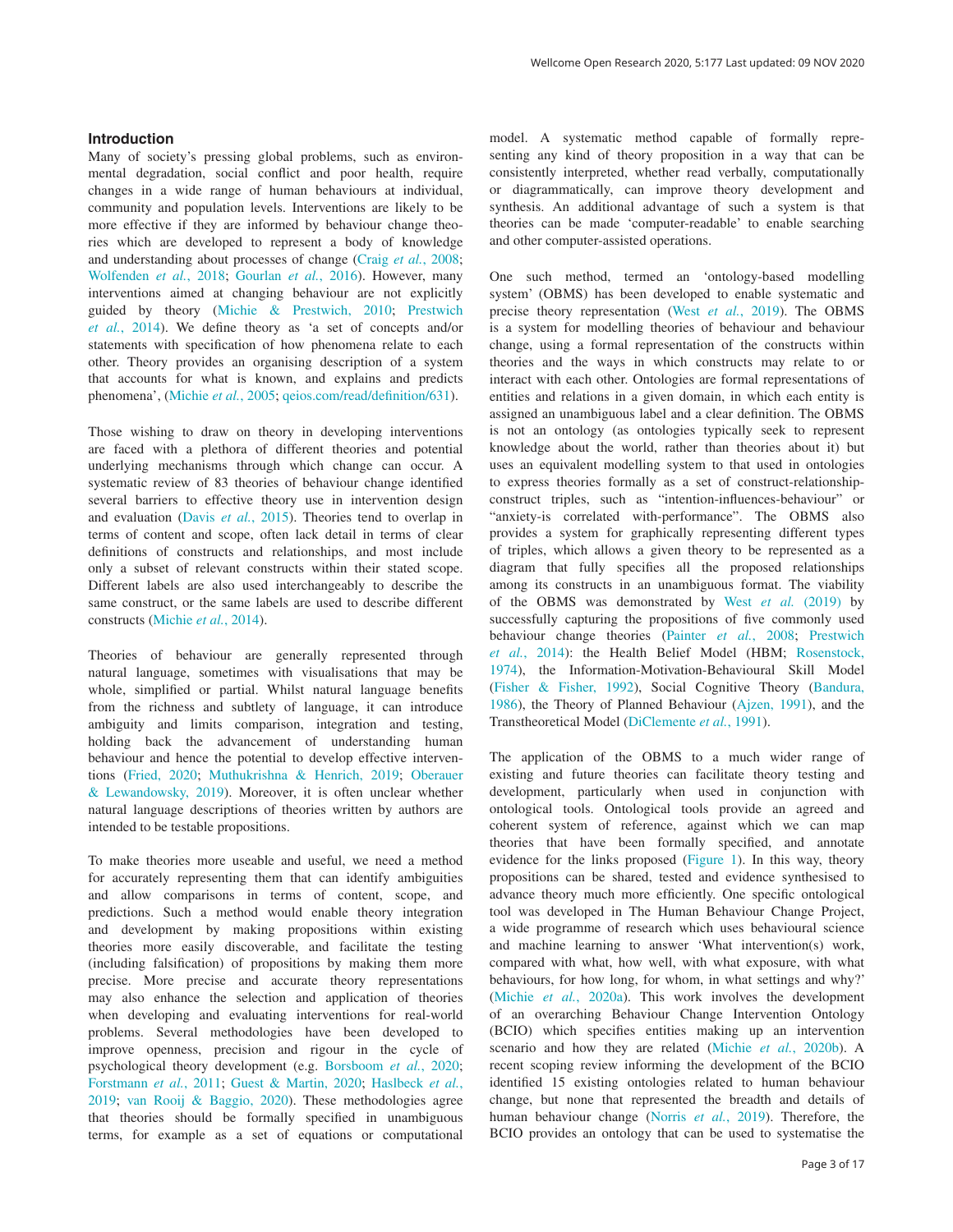## Introduction

Many of society's pressing global problems, such as environmental degradation, social conflict and poor health, require changes in a wide range of human behaviours at individual, community and population levels. Interventions are likely to be more effective if they are informed by behaviour change theories which are developed to represent a body of knowledge and understanding about processes of change (Craig *et al.*, 2008; Wolfenden *et al.*, 2018; Gourlan *et al.*, 2016). However, many interventions aimed at changing behaviour are not explicitly guided by theory (Michie & Prestwich, 2010; Prestwich *et al.*, 2014). We define theory as 'a set of concepts and/or statements with specification of how phenomena relate to each other. Theory provides an organising description of a system that accounts for what is known, and explains and predicts phenomena', (Michie *et al.*, 2005; qeios.com/read/definition/631).

Those wishing to draw on theory in developing interventions are faced with a plethora of different theories and potential underlying mechanisms through which change can occur. A systematic review of 83 theories of behaviour change identified several barriers to effective theory use in intervention design and evaluation (Davis *et al.*, 2015). Theories tend to overlap in terms of content and scope, often lack detail in terms of clear definitions of constructs and relationships, and most include only a subset of relevant constructs within their stated scope. Different labels are also used interchangeably to describe the same construct, or the same labels are used to describe different constructs (Michie *et al.*, 2014).

Theories of behaviour are generally represented through natural language, sometimes with visualisations that may be whole, simplified or partial. Whilst natural language benefits from the richness and subtlety of language, it can introduce ambiguity and limits comparison, integration and testing, holding back the advancement of understanding human behaviour and hence the potential to develop effective interventions (Fried, 2020; Muthukrishna & Henrich, 2019; Oberauer & Lewandowsky, 2019). Moreover, it is often unclear whether natural language descriptions of theories written by authors are intended to be testable propositions.

To make theories more useable and useful, we need a method for accurately representing them that can identify ambiguities and allow comparisons in terms of content, scope, and predictions. Such a method would enable theory integration and development by making propositions within existing theories more easily discoverable, and facilitate the testing (including falsification) of propositions by making them more precise. More precise and accurate theory representations may also enhance the selection and application of theories when developing and evaluating interventions for real-world problems. Several methodologies have been developed to improve openness, precision and rigour in the cycle of psychological theory development (e.g. Borsboom *et al.*, 2020; Forstmann *et al.*, 2011; Guest & Martin, 2020; Haslbeck *et al.*, 2019; van Rooij & Baggio, 2020). These methodologies agree that theories should be formally specified in unambiguous terms, for example as a set of equations or computational model. A systematic method capable of formally representing any kind of theory proposition in a way that can be consistently interpreted, whether read verbally, computationally or diagrammatically, can improve theory development and synthesis. An additional advantage of such a system is that theories can be made 'computer-readable' to enable searching and other computer-assisted operations.

One such method, termed an 'ontology-based modelling system' (OBMS) has been developed to enable systematic and precise theory representation (West *et al.*, 2019). The OBMS is a system for modelling theories of behaviour and behaviour change, using a formal representation of the constructs within theories and the ways in which constructs may relate to or interact with each other. Ontologies are formal representations of entities and relations in a given domain, in which each entity is assigned an unambiguous label and a clear definition. The OBMS is not an ontology (as ontologies typically seek to represent knowledge about the world, rather than theories about it) but uses an equivalent modelling system to that used in ontologies to express theories formally as a set of construct-relationship-construct triples, such as "intention-influences-behaviour" or "anxiety-is correlated with-performance". The OBMS also provides a system for graphically representing different types of triples, which allows a given theory to be represented as a diagram that fully specifies all the proposed relationships among its constructs in an unambiguous format. The viability of the OBMS was demonstrated by West *et al.* (2019) by successfully capturing the propositions of five commonly used behaviour change theories (Painter *et al.*, 2008; Prestwich *et al.*, 2014): the Health Belief Model (HBM; Rosenstock, 1974), the Information-Motivation-Behavioural Skill Model (Fisher & Fisher, 1992), Social Cognitive Theory (Bandura, 1986), the Theory of Planned Behaviour (Ajzen, 1991), and the Transtheoretical Model (DiClemente *et al.*, 1991).

The application of the OBMS to a much wider range of existing and future theories can facilitate theory testing and development, particularly when used in conjunction with ontological tools. Ontological tools provide an agreed and coherent system of reference, against which we can map theories that have been formally specified, and annotate evidence for the links proposed (Figure 1). In this way, theory propositions can be shared, tested and evidence synthesised to advance theory much more efficiently. One specific ontological tool was developed in The Human Behaviour Change Project, a wide programme of research which uses behavioural science and machine learning to answer 'What intervention(s) work, compared with what, how well, with what exposure, with what behaviours, for how long, for whom, in what settings and why?' (Michie *et al.*, 2020a). This work involves the development of an overarching Behaviour Change Intervention Ontology (BCIO) which specifies entities making up an intervention scenario and how they are related (Michie *et al.*, 2020b). A recent scoping review informing the development of the BCIO identified 15 existing ontologies related to human behaviour change, but none that represented the breadth and details of human behaviour change (Norris *et al.*, 2019). Therefore, the BCIO provides an ontology that can be used to systematise the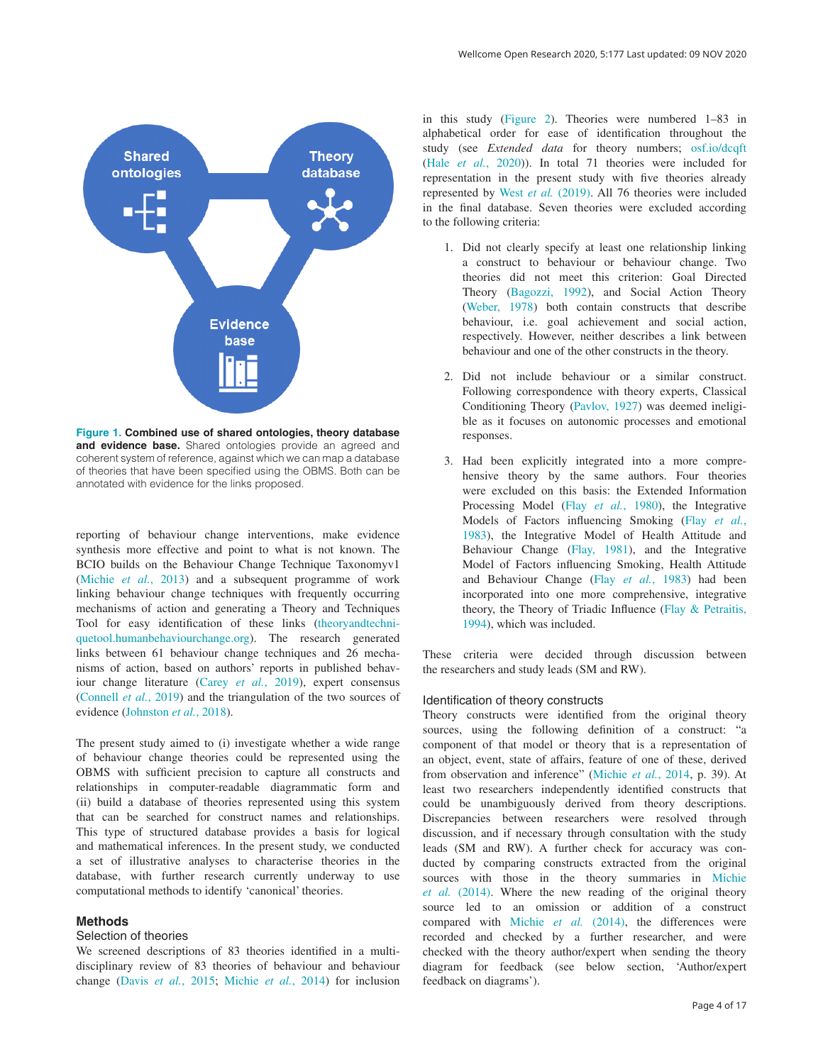**Figure 1. Combined use of shared ontologies, theory database and evidence base.** Shared ontologies provide an agreed and coherent system of reference, against which we can map a database of theories that have been specified using the OBMS. Both can be annotated with evidence for the links proposed.

reporting of behaviour change interventions, make evidence synthesis more effective and point to what is not known. The BCIO builds on the Behaviour Change Technique Taxonomyv1 (Michie *et al.*, 2013) and a subsequent programme of work linking behaviour change techniques with frequently occurring mechanisms of action and generating a Theory and Techniques Tool for easy identification of these links (theoryandtechniquetool.humanbehaviourchange.org). The research generated links between 61 behaviour change techniques and 26 mechanisms of action, based on authors' reports in published behaviour change literature (Carey *et al.*, 2019), expert consensus (Connell *et al.*, 2019) and the triangulation of the two sources of evidence (Johnston *et al.*, 2018).

The present study aimed to (i) investigate whether a wide range of behaviour change theories could be represented using the OBMS with sufficient precision to capture all constructs and relationships in computer-readable diagrammatic form and (ii) build a database of theories represented using this system that can be searched for construct names and relationships. This type of structured database provides a basis for logical and mathematical inferences. In the present study, we conducted a set of illustrative analyses to characterise theories in the database, with further research currently underway to use computational methods to identify 'canonical' theories.

## Methods

### Selection of theories

We screened descriptions of 83 theories identified in a multidisciplinary review of 83 theories of behaviour and behaviour change (Davis *et al.*, 2015; Michie *et al.*, 2014) for inclusion in this study (Figure 2). Theories were numbered 1–83 in alphabetical order for ease of identification throughout the study (see *Extended data* for theory numbers; osf.io/dcqft (Hale *et al.*, 2020)). In total 71 theories were included for representation in the present study with five theories already represented by West *et al.* (2019). All 76 theories were included in the final database. Seven theories were excluded according to the following criteria:

1. Did not clearly specify at least one relationship linking a construct to behaviour or behaviour change. Two theories did not meet this criterion: Goal Directed Theory (Bagozzi, 1992), and Social Action Theory (Weber, 1978) both contain constructs that describe behaviour, i.e. goal achievement and social action, respectively. However, neither describes a link between behaviour and one of the other constructs in the theory.

2. Did not include behaviour or a similar construct. Following correspondence with theory experts, Classical Conditioning Theory (Pavlov, 1927) was deemed ineligible as it focuses on autonomic processes and emotional responses.

3. Had been explicitly integrated into a more comprehensive theory by the same authors. Four theories were excluded on this basis: the Extended Information Processing Model (Flay *et al.*, 1980), the Integrative Models of Factors influencing Smoking (Flay *et al.*, 1983), the Integrative Model of Health Attitude and Behaviour Change (Flay, 1981), and the Integrative Model of Factors influencing Smoking, Health Attitude and Behaviour Change (Flay *et al.*, 1983) had been incorporated into one more comprehensive, integrative theory, the Theory of Triadic Influence (Flay & Petraitis, 1994), which was included.

These criteria were decided through discussion between the researchers and study leads (SM and RW).

### Identification of theory constructs

Theory constructs were identified from the original theory sources, using the following definition of a construct: "a component of that model or theory that is a representation of an object, event, state of affairs, feature of one of these, derived from observation and inference" (Michie *et al.*, 2014, p. 39). At least two researchers independently identified constructs that could be unambiguously derived from theory descriptions. Discrepancies between researchers were resolved through discussion, and if necessary through consultation with the study leads (SM and RW). A further check for accuracy was conducted by comparing constructs extracted from the original sources with those in the theory summaries in Michie *et al.* (2014). Where the new reading of the original theory source led to an omission or addition of a construct compared with Michie *et al.* (2014), the differences were recorded and checked by a further researcher, and were checked with the theory author/expert when sending the theory diagram for feedback (see below section, 'Author/expert feedback on diagrams').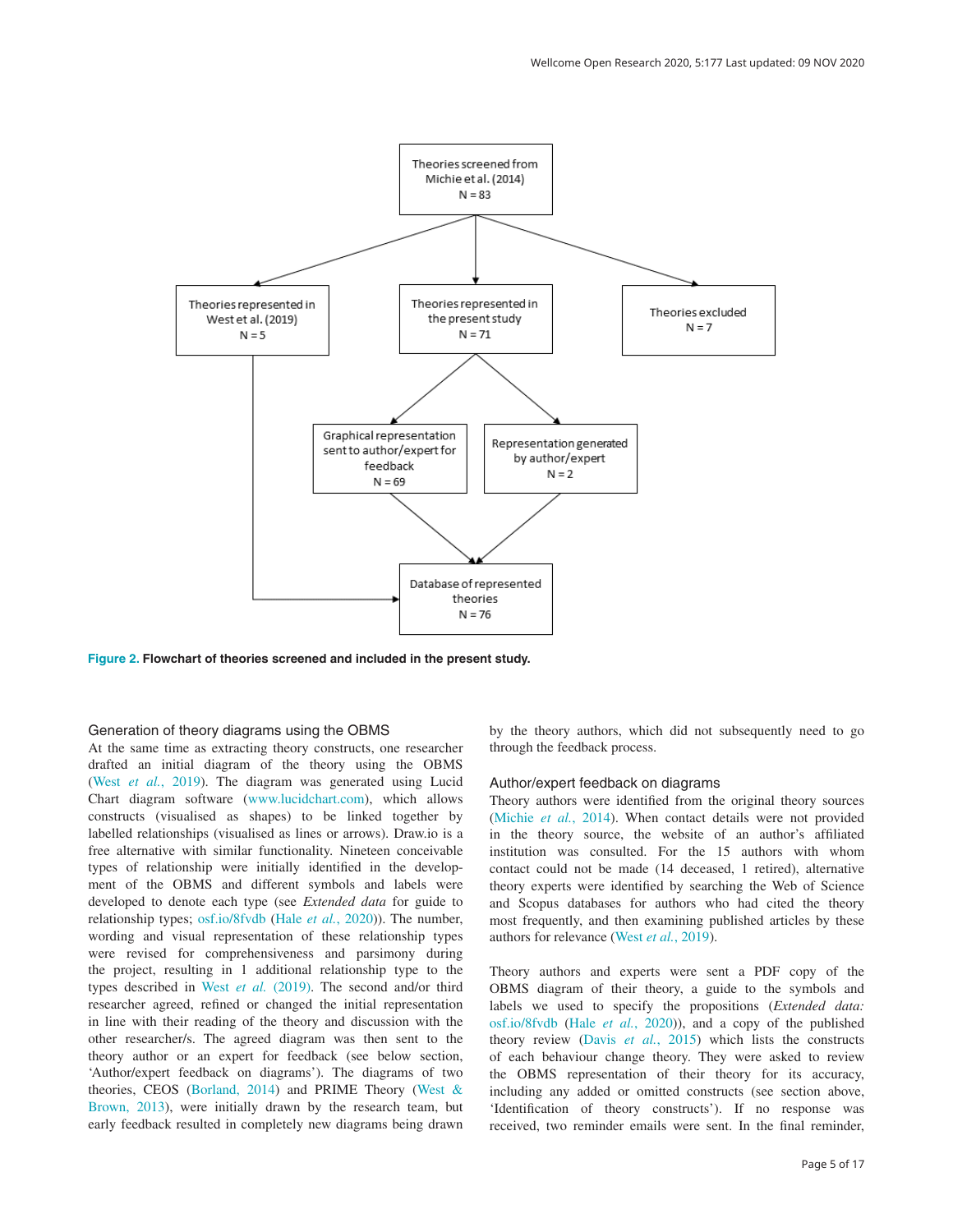Figure 2. **Flowchart of theories screened and included in the present study.**

### Generation of theory diagrams using the OBMS

At the same time as extracting theory constructs, one researcher drafted an initial diagram of the theory using the OBMS (West *et al.*, 2019). The diagram was generated using Lucid Chart diagram software (www.lucidchart.com), which allows constructs (visualised as shapes) to be linked together by labelled relationships (visualised as lines or arrows). Draw.io is a free alternative with similar functionality. Nineteen conceivable types of relationship were initially identified in the development of the OBMS and different symbols and labels were developed to denote each type (see *Extended data* for guide to relationship types; osf.io/8fvdb (Hale *et al.*, 2020)). The number, wording and visual representation of these relationship types were revised for comprehensiveness and parsimony during the project, resulting in 1 additional relationship type to the types described in West *et al.* (2019). The second and/or third researcher agreed, refined or changed the initial representation in line with their reading of the theory and discussion with the other researcher/s. The agreed diagram was then sent to the theory author or an expert for feedback (see below section, 'Author/expert feedback on diagrams'). The diagrams of two theories, CEOS (Borland, 2014) and PRIME Theory (West & Brown, 2013), were initially drawn by the research team, but early feedback resulted in completely new diagrams being drawn by the theory authors, which did not subsequently need to go through the feedback process.

### Author/expert feedback on diagrams

Theory authors were identified from the original theory sources (Michie *et al.*, 2014). When contact details were not provided in the theory source, the website of an author's affiliated institution was consulted. For the 15 authors with whom contact could not be made (14 deceased, 1 retired), alternative theory experts were identified by searching the Web of Science and Scopus databases for authors who had cited the theory most frequently, and then examining published articles by these authors for relevance (West *et al.*, 2019).

Theory authors and experts were sent a PDF copy of the OBMS diagram of their theory, a guide to the symbols and labels we used to specify the propositions (*Extended data:* osf.io/8fvdb (Hale *et al.*, 2020)), and a copy of the published theory review (Davis *et al.*, 2015) which lists the constructs of each behaviour change theory. They were asked to review the OBMS representation of their theory for its accuracy, including any added or omitted constructs (see section above, 'Identification of theory constructs'). If no response was received, two reminder emails were sent. In the final reminder,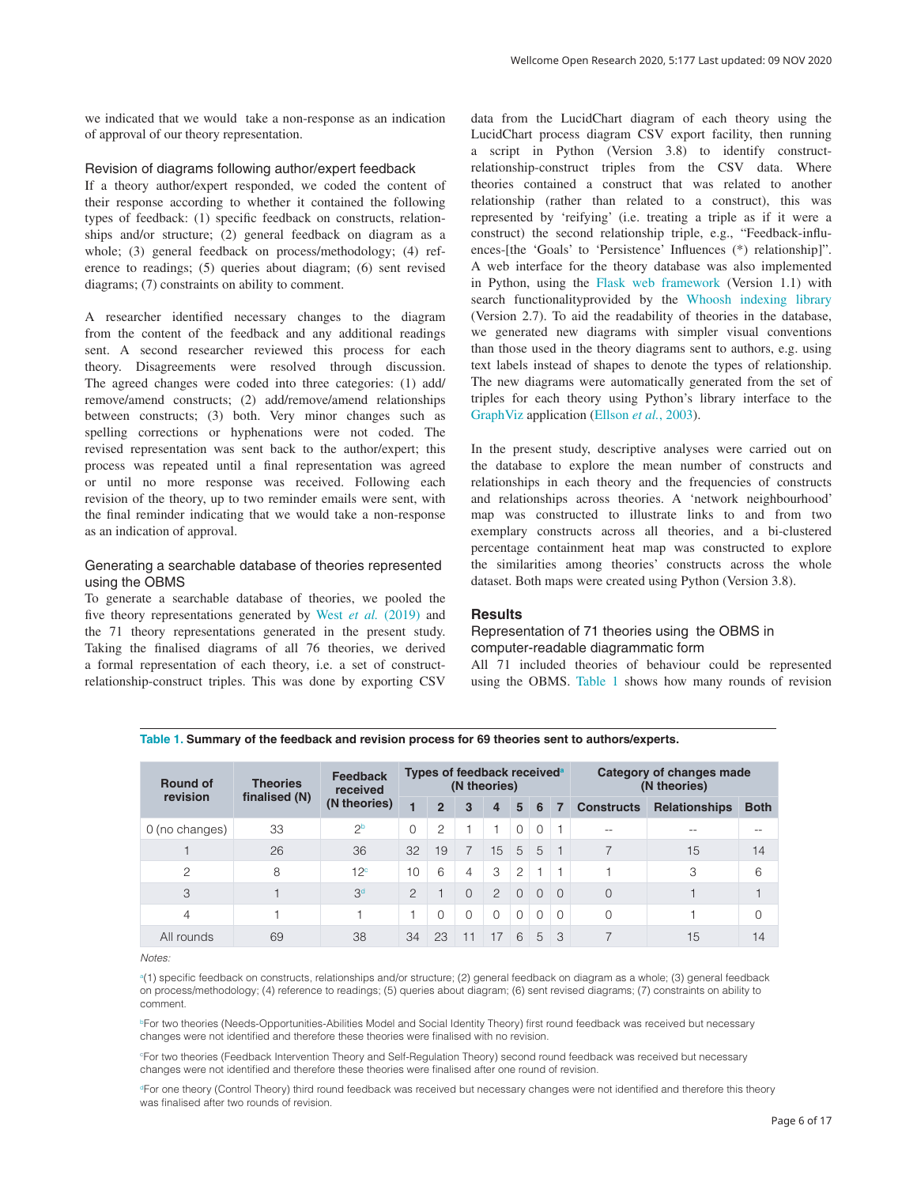we indicated that we would take a non-response as an indication of approval of our theory representation.

### Revision of diagrams following author/expert feedback

If a theory author/expert responded, we coded the content of their response according to whether it contained the following types of feedback: (1) specific feedback on constructs, relationships and/or structure; (2) general feedback on diagram as a whole; (3) general feedback on process/methodology; (4) reference to readings; (5) queries about diagram; (6) sent revised diagrams; (7) constraints on ability to comment.

A researcher identified necessary changes to the diagram from the content of the feedback and any additional readings sent. A second researcher reviewed this process for each theory. Disagreements were resolved through discussion. The agreed changes were coded into three categories: (1) add/remove/amend constructs; (2) add/remove/amend relationships between constructs; (3) both. Very minor changes such as spelling corrections or hyphenations were not coded. The revised representation was sent back to the author/expert; this process was repeated until a final representation was agreed or until no more response was received. Following each revision of the theory, up to two reminder emails were sent, with the final reminder indicating that we would take a non-response as an indication of approval.

### Generating a searchable database of theories represented using the OBMS

To generate a searchable database of theories, we pooled the five theory representations generated by West *et al.* (2019) and the 71 theory representations generated in the present study. Taking the finalised diagrams of all 76 theories, we derived a formal representation of each theory, i.e. a set of construct-relationship-construct triples. This was done by exporting CSV data from the LucidChart diagram of each theory using the LucidChart process diagram CSV export facility, then running a script in Python (Version 3.8) to identify construct-relationship-construct triples from the CSV data. Where theories contained a construct that was related to another relationship (rather than related to a construct), this was represented by 'reifying' (i.e. treating a triple as if it were a construct) the second relationship triple, e.g., "Feedback-influences-[the 'Goals' to 'Persistence' Influences (*) relationship]". A web interface for the theory database was also implemented in Python, using the Flask web framework (Version 1.1) with search functionalityprovided by the Whoosh indexing library (Version 2.7). To aid the readability of theories in the database, we generated new diagrams with simpler visual conventions than those used in the theory diagrams sent to authors, e.g. using text labels instead of shapes to denote the types of relationship. The new diagrams were automatically generated from the set of triples for each theory using Python's library interface to the GraphViz application (Ellson *et al.*, 2003).

In the present study, descriptive analyses were carried out on the database to explore the mean number of constructs and relationships in each theory and the frequencies of constructs and relationships across theories. A 'network neighbourhood' map was constructed to illustrate links to and from two exemplary constructs across all theories, and a bi-clustered percentage containment heat map was constructed to explore the similarities among theories' constructs across the whole dataset. Both maps were created using Python (Version 3.8).

## Results

### Representation of 71 theories using the OBMS in computer-readable diagrammatic form

All 71 included theories of behaviour could be represented using the OBMS. Table 1 shows how many rounds of revision

**Table 1. Summary of the feedback and revision process for 69 theories sent to authors/experts.**

| Round of revision | Theories finalised (N) | Feedback received (N theories) | Types of feedback received[a] (N theories) | | | | | | | Category of changes made (N theories) | | |
|---|---|---|---|---|---|---|---|---|---|---|---|---|
| | | | 1 | 2 | 3 | 4 | 5 | 6 | 7 | Constructs | Relationships | Both |
| 0 (no changes) | 33 | 2[b] | 0 | 2 | 1 | 1 | 0 | 0 | 1 | -- | -- | -- |
| 1 | 26 | 36 | 32 | 19 | 7 | 15 | 5 | 5 | 1 | 7 | 15 | 14 |
| 2 | 8 | 12[c] | 10 | 6 | 4 | 3 | 2 | 1 | 1 | 1 | 3 | 6 |
| 3 | 1 | 3[d] | 2 | 1 | 0 | 2 | 0 | 0 | 0 | 0 | 1 | 1 |
| 4 | 1 | 1 | 1 | 0 | 0 | 0 | 0 | 0 | 0 | 0 | 1 | 0 |
| All rounds | 69 | 38 | 34 | 23 | 11 | 17 | 6 | 5 | 3 | 7 | 15 | 14 |

*Notes:*

[a](1) specific feedback on constructs, relationships and/or structure; (2) general feedback on diagram as a whole; (3) general feedback on process/methodology; (4) reference to readings; (5) queries about diagram; (6) sent revised diagrams; (7) constraints on ability to comment.

[b]For two theories (Needs-Opportunities-Abilities Model and Social Identity Theory) first round feedback was received but necessary changes were not identified and therefore these theories were finalised with no revision.

[c]For two theories (Feedback Intervention Theory and Self-Regulation Theory) second round feedback was received but necessary changes were not identified and therefore these theories were finalised after one round of revision.

[d]For one theory (Control Theory) third round feedback was received but necessary changes were not identified and therefore this theory was finalised after two rounds of revision.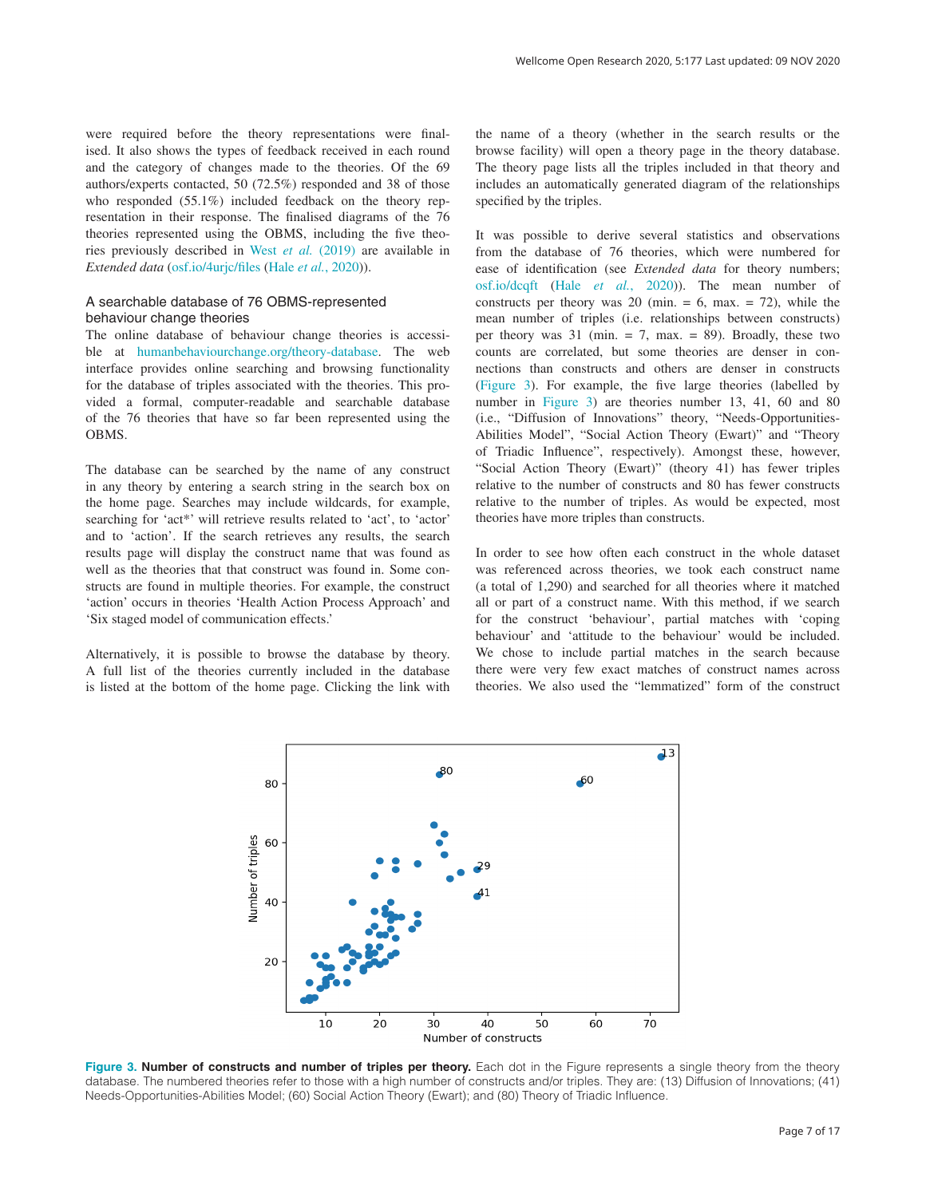were required before the theory representations were finalised. It also shows the types of feedback received in each round and the category of changes made to the theories. Of the 69 authors/experts contacted, 50 (72.5%) responded and 38 of those who responded (55.1%) included feedback on the theory representation in their response. The finalised diagrams of the 76 theories represented using the OBMS, including the five theories previously described in West *et al.* (2019) are available in *Extended data* (osf.io/4urjc/files (Hale *et al.*, 2020)).

### A searchable database of 76 OBMS-represented behaviour change theories

The online database of behaviour change theories is accessible at humanbehaviourchange.org/theory-database. The web interface provides online searching and browsing functionality for the database of triples associated with the theories. This provided a formal, computer-readable and searchable database of the 76 theories that have so far been represented using the OBMS.

The database can be searched by the name of any construct in any theory by entering a search string in the search box on the home page. Searches may include wildcards, for example, searching for 'act*' will retrieve results related to 'act', to 'actor' and to 'action'. If the search retrieves any results, the search results page will display the construct name that was found as well as the theories that that construct was found in. Some constructs are found in multiple theories. For example, the construct 'action' occurs in theories 'Health Action Process Approach' and 'Six staged model of communication effects.'

Alternatively, it is possible to browse the database by theory. A full list of the theories currently included in the database is listed at the bottom of the home page. Clicking the link with the name of a theory (whether in the search results or the browse facility) will open a theory page in the theory database. The theory page lists all the triples included in that theory and includes an automatically generated diagram of the relationships specified by the triples.

It was possible to derive several statistics and observations from the database of 76 theories, which were numbered for ease of identification (see *Extended data* for theory numbers; osf.io/dcqft (Hale *et al.*, 2020)). The mean number of constructs per theory was 20 (min. = 6, max. = 72), while the mean number of triples (i.e. relationships between constructs) per theory was 31 (min. = 7, max. = 89). Broadly, these two counts are correlated, but some theories are denser in connections than constructs and others are denser in constructs (Figure 3). For example, the five large theories (labelled by number in Figure 3) are theories number 13, 41, 60 and 80 (i.e., "Diffusion of Innovations" theory, "Needs-Opportunities-Abilities Model", "Social Action Theory (Ewart)" and "Theory of Triadic Influence", respectively). Amongst these, however, "Social Action Theory (Ewart)" (theory 41) has fewer triples relative to the number of constructs and 80 has fewer constructs relative to the number of triples. As would be expected, most theories have more triples than constructs.

In order to see how often each construct in the whole dataset was referenced across theories, we took each construct name (a total of 1,290) and searched for all theories where it matched all or part of a construct name. With this method, if we search for the construct 'behaviour', partial matches with 'coping behaviour' and 'attitude to the behaviour' would be included. We chose to include partial matches in the search because there were very few exact matches of construct names across theories. We also used the "lemmatized" form of the construct

**Figure 3. Number of constructs and number of triples per theory.** Each dot in the Figure represents a single theory from the theory database. The numbered theories refer to those with a high number of constructs and/or triples. They are: (13) Diffusion of Innovations; (41) Needs-Opportunities-Abilities Model; (60) Social Action Theory (Ewart); and (80) Theory of Triadic Influence.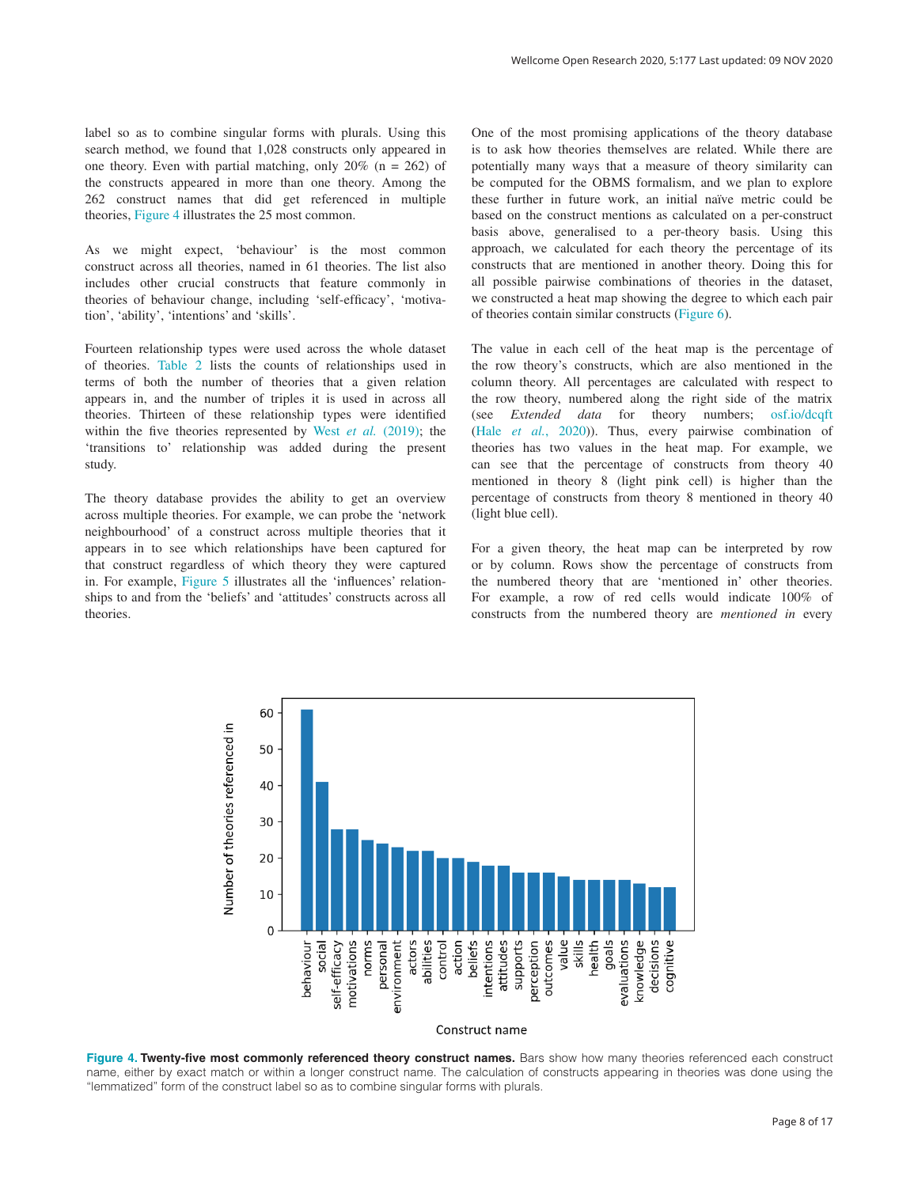label so as to combine singular forms with plurals. Using this search method, we found that 1,028 constructs only appeared in one theory. Even with partial matching, only 20% (n = 262) of the constructs appeared in more than one theory. Among the 262 construct names that did get referenced in multiple theories, Figure 4 illustrates the 25 most common.

As we might expect, 'behaviour' is the most common construct across all theories, named in 61 theories. The list also includes other crucial constructs that feature commonly in theories of behaviour change, including 'self-efficacy', 'motivation', 'ability', 'intentions' and 'skills'.

Fourteen relationship types were used across the whole dataset of theories. Table 2 lists the counts of relationships used in terms of both the number of theories that a given relation appears in, and the number of triples it is used in across all theories. Thirteen of these relationship types were identified within the five theories represented by West *et al.* (2019); the 'transitions to' relationship was added during the present study.

The theory database provides the ability to get an overview across multiple theories. For example, we can probe the 'network neighbourhood' of a construct across multiple theories that it appears in to see which relationships have been captured for that construct regardless of which theory they were captured in. For example, Figure 5 illustrates all the 'influences' relationships to and from the 'beliefs' and 'attitudes' constructs across all theories.

One of the most promising applications of the theory database is to ask how theories themselves are related. While there are potentially many ways that a measure of theory similarity can be computed for the OBMS formalism, and we plan to explore these further in future work, an initial naïve metric could be based on the construct mentions as calculated on a per-construct basis above, generalised to a per-theory basis. Using this approach, we calculated for each theory the percentage of its constructs that are mentioned in another theory. Doing this for all possible pairwise combinations of theories in the dataset, we constructed a heat map showing the degree to which each pair of theories contain similar constructs (Figure 6).

The value in each cell of the heat map is the percentage of the row theory's constructs, which are also mentioned in the column theory. All percentages are calculated with respect to the row theory, numbered along the right side of the matrix (see *Extended data* for theory numbers; osf.io/dcqft (Hale *et al.*, 2020)). Thus, every pairwise combination of theories has two values in the heat map. For example, we can see that the percentage of constructs from theory 40 mentioned in theory 8 (light pink cell) is higher than the percentage of constructs from theory 8 mentioned in theory 40 (light blue cell).

For a given theory, the heat map can be interpreted by row or by column. Rows show the percentage of constructs from the numbered theory that are 'mentioned in' other theories. For example, a row of red cells would indicate 100% of constructs from the numbered theory are *mentioned in* every

**Figure 4. Twenty-five most commonly referenced theory construct names.** Bars show how many theories referenced each construct name, either by exact match or within a longer construct name. The calculation of constructs appearing in theories was done using the "lemmatized" form of the construct label so as to combine singular forms with plurals.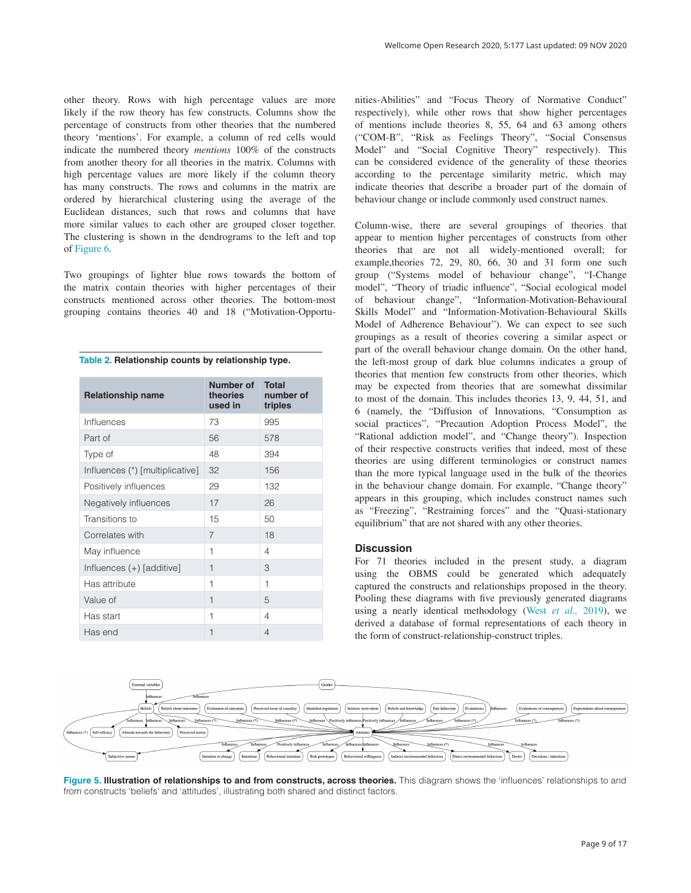other theory. Rows with high percentage values are more likely if the row theory has few constructs. Columns show the percentage of constructs from other theories that the numbered theory 'mentions'. For example, a column of red cells would indicate the numbered theory *mentions* 100% of the constructs from another theory for all theories in the matrix. Columns with high percentage values are more likely if the column theory has many constructs. The rows and columns in the matrix are ordered by hierarchical clustering using the average of the Euclidean distances, such that rows and columns that have more similar values to each other are grouped closer together. The clustering is shown in the dendrograms to the left and top of Figure 6.

Two groupings of lighter blue rows towards the bottom of the matrix contain theories with higher percentages of their constructs mentioned across other theories. The bottom-most grouping contains theories 40 and 18 ("Motivation-Opportunities-Abilities" and "Focus Theory of Normative Conduct" respectively), while other rows that show higher percentages of mentions include theories 8, 55, 64 and 63 among others ("COM-B", "Risk as Feelings Theory", "Social Consensus Model" and "Social Cognitive Theory" respectively). This can be considered evidence of the generality of these theories according to the percentage similarity metric, which may indicate theories that describe a broader part of the domain of behaviour change or include commonly used construct names.

Column-wise, there are several groupings of theories that appear to mention higher percentages of constructs from other theories that are not all widely-mentioned overall; for example,theories 72, 29, 80, 66, 30 and 31 form one such group ("Systems model of behaviour change", "I-Change model", "Theory of triadic influence", "Social ecological model of behaviour change", "Information-Motivation-Behavioural Skills Model" and "Information-Motivation-Behavioural Skills Model of Adherence Behaviour"). We can expect to see such groupings as a result of theories covering a similar aspect or part of the overall behaviour change domain. On the other hand, the left-most group of dark blue columns indicates a group of theories that mention few constructs from other theories, which may be expected from theories that are somewhat dissimilar to most of the domain. This includes theories 13, 9, 44, 51, and 6 (namely, the "Diffusion of Innovations, "Consumption as social practices", "Precaution Adoption Process Model", the "Rational addiction model", and "Change theory"). Inspection of their respective constructs verifies that indeed, most of these theories are using different terminologies or construct names than the more typical language used in the bulk of the theories in the behaviour change domain. For example, "Change theory" appears in this grouping, which includes construct names such as "Freezing", "Restraining forces" and the "Quasi-stationary equilibrium" that are not shared with any other theories.

**Table 2. Relationship counts by relationship type.**

| Relationship name | Number of theories used in | Total number of triples |
|---|---|---|
| Influences | 73 | 995 |
| Part of | 56 | 578 |
| Type of | 48 | 394 |
| Influences (*) [multiplicative] | 32 | 156 |
| Positively influences | 29 | 132 |
| Negatively influences | 17 | 26 |
| Transitions to | 15 | 50 |
| Correlates with | 7 | 18 |
| May influence | 1 | 4 |
| Influences (+) [additive] | 1 | 3 |
| Has attribute | 1 | 1 |
| Value of | 1 | 5 |
| Has start | 1 | 4 |
| Has end | 1 | 4 |

## Discussion

For 71 theories included in the present study, a diagram using the OBMS could be generated which adequately captured the constructs and relationships proposed in the theory. Pooling these diagrams with five previously generated diagrams using a nearly identical methodology (West *et al.*, 2019), we derived a database of formal representations of each theory in the form of construct-relationship-construct triples.

**Figure 5. Illustration of relationships to and from constructs, across theories.** This diagram shows the 'influences' relationships to and from constructs 'beliefs' and 'attitudes', illustrating both shared and distinct factors.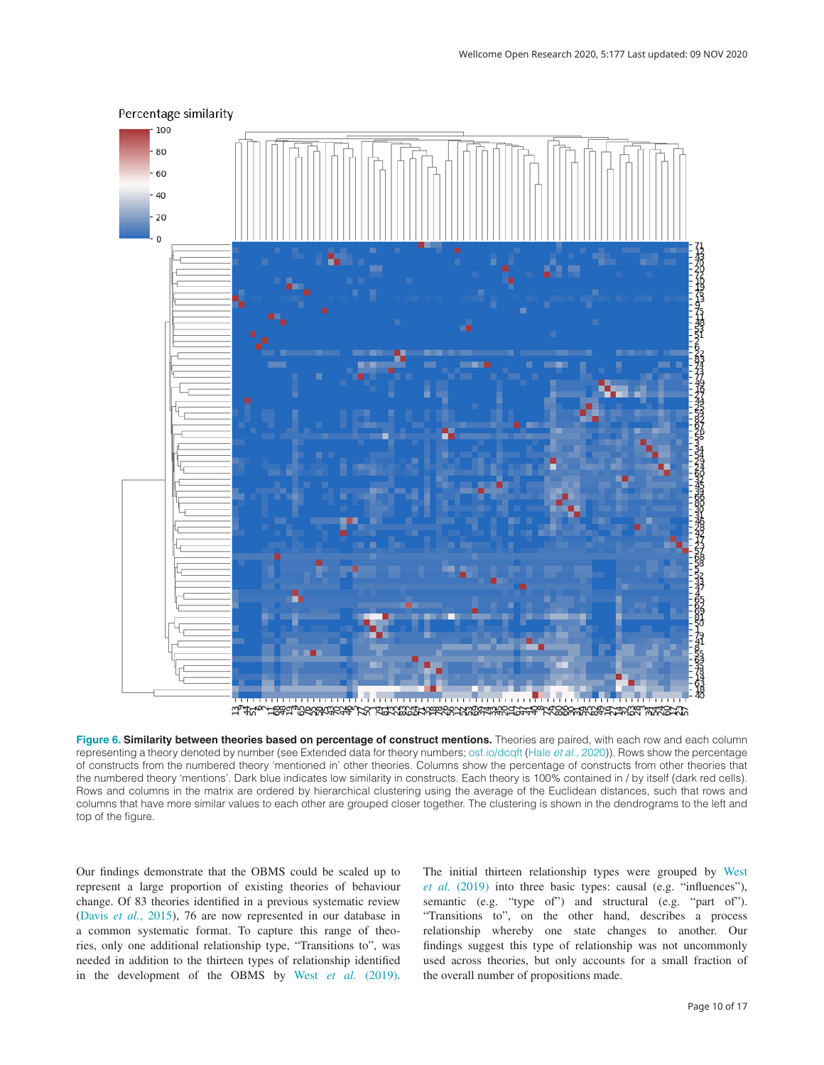**Figure 6. Similarity between theories based on percentage of construct mentions.** Theories are paired, with each row and each column representing a theory denoted by number (see Extended data for theory numbers; osf.io/dcqft (Hale *et al.*, 2020)). Rows show the percentage of constructs from the numbered theory 'mentioned in' other theories. Columns show the percentage of constructs from other theories that the numbered theory 'mentions'. Dark blue indicates low similarity in constructs. Each theory is 100% contained in / by itself (dark red cells). Rows and columns in the matrix are ordered by hierarchical clustering using the average of the Euclidean distances, such that rows and columns that have more similar values to each other are grouped closer together. The clustering is shown in the dendrograms to the left and top of the figure.

Our findings demonstrate that the OBMS could be scaled up to represent a large proportion of existing theories of behaviour change. Of 83 theories identified in a previous systematic review (Davis *et al.*, 2015), 76 are now represented in our database in a common systematic format. To capture this range of theories, only one additional relationship type, "Transitions to", was needed in addition to the thirteen types of relationship identified in the development of the OBMS by West *et al.* (2019). The initial thirteen relationship types were grouped by West *et al.* (2019) into three basic types: causal (e.g. "influences"), semantic (e.g. "type of") and structural (e.g. "part of"). "Transitions to", on the other hand, describes a process relationship whereby one state changes to another. Our findings suggest this type of relationship was not uncommonly used across theories, but only accounts for a small fraction of the overall number of propositions made.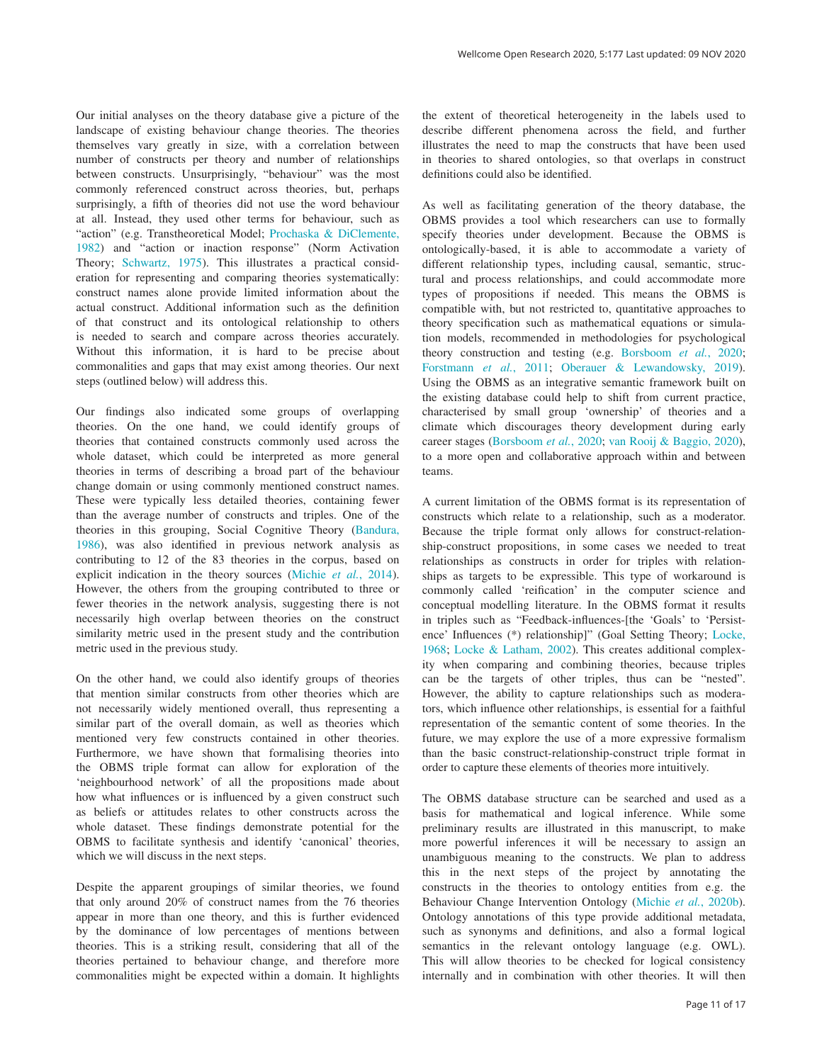Our initial analyses on the theory database give a picture of the landscape of existing behaviour change theories. The theories themselves vary greatly in size, with a correlation between number of constructs per theory and number of relationships between constructs. Unsurprisingly, "behaviour" was the most commonly referenced construct across theories, but, perhaps surprisingly, a fifth of theories did not use the word behaviour at all. Instead, they used other terms for behaviour, such as "action" (e.g. Transtheoretical Model; Prochaska & DiClemente, 1982) and "action or inaction response" (Norm Activation Theory; Schwartz, 1975). This illustrates a practical consideration for representing and comparing theories systematically: construct names alone provide limited information about the actual construct. Additional information such as the definition of that construct and its ontological relationship to others is needed to search and compare across theories accurately. Without this information, it is hard to be precise about commonalities and gaps that may exist among theories. Our next steps (outlined below) will address this.

Our findings also indicated some groups of overlapping theories. On the one hand, we could identify groups of theories that contained constructs commonly used across the whole dataset, which could be interpreted as more general theories in terms of describing a broad part of the behaviour change domain or using commonly mentioned construct names. These were typically less detailed theories, containing fewer than the average number of constructs and triples. One of the theories in this grouping, Social Cognitive Theory (Bandura, 1986), was also identified in previous network analysis as contributing to 12 of the 83 theories in the corpus, based on explicit indication in the theory sources (Michie *et al.*, 2014). However, the others from the grouping contributed to three or fewer theories in the network analysis, suggesting there is not necessarily high overlap between theories on the construct similarity metric used in the present study and the contribution metric used in the previous study.

On the other hand, we could also identify groups of theories that mention similar constructs from other theories which are not necessarily widely mentioned overall, thus representing a similar part of the overall domain, as well as theories which mentioned very few constructs contained in other theories. Furthermore, we have shown that formalising theories into the OBMS triple format can allow for exploration of the 'neighbourhood network' of all the propositions made about how what influences or is influenced by a given construct such as beliefs or attitudes relates to other constructs across the whole dataset. These findings demonstrate potential for the OBMS to facilitate synthesis and identify 'canonical' theories, which we will discuss in the next steps.

Despite the apparent groupings of similar theories, we found that only around 20% of construct names from the 76 theories appear in more than one theory, and this is further evidenced by the dominance of low percentages of mentions between theories. This is a striking result, considering that all of the theories pertained to behaviour change, and therefore more commonalities might be expected within a domain. It highlights the extent of theoretical heterogeneity in the labels used to describe different phenomena across the field, and further illustrates the need to map the constructs that have been used in theories to shared ontologies, so that overlaps in construct definitions could also be identified.

As well as facilitating generation of the theory database, the OBMS provides a tool which researchers can use to formally specify theories under development. Because the OBMS is ontologically-based, it is able to accommodate a variety of different relationship types, including causal, semantic, structural and process relationships, and could accommodate more types of propositions if needed. This means the OBMS is compatible with, but not restricted to, quantitative approaches to theory specification such as mathematical equations or simulation models, recommended in methodologies for psychological theory construction and testing (e.g. Borsboom *et al.*, 2020; Forstmann *et al.*, 2011; Oberauer & Lewandowsky, 2019). Using the OBMS as an integrative semantic framework built on the existing database could help to shift from current practice, characterised by small group 'ownership' of theories and a climate which discourages theory development during early career stages (Borsboom *et al.*, 2020; van Rooij & Baggio, 2020), to a more open and collaborative approach within and between teams.

A current limitation of the OBMS format is its representation of constructs which relate to a relationship, such as a moderator. Because the triple format only allows for construct-relationship-construct propositions, in some cases we needed to treat relationships as constructs in order for triples with relationships as targets to be expressible. This type of workaround is commonly called 'reification' in the computer science and conceptual modelling literature. In the OBMS format it results in triples such as "Feedback-influences-[the 'Goals' to 'Persistence' Influences (*) relationship]" (Goal Setting Theory; Locke, 1968; Locke & Latham, 2002). This creates additional complexity when comparing and combining theories, because triples can be the targets of other triples, thus can be "nested". However, the ability to capture relationships such as moderators, which influence other relationships, is essential for a faithful representation of the semantic content of some theories. In the future, we may explore the use of a more expressive formalism than the basic construct-relationship-construct triple format in order to capture these elements of theories more intuitively.

The OBMS database structure can be searched and used as a basis for mathematical and logical inference. While some preliminary results are illustrated in this manuscript, to make more powerful inferences it will be necessary to assign an unambiguous meaning to the constructs. We plan to address this in the next steps of the project by annotating the constructs in the theories to ontology entities from e.g. the Behaviour Change Intervention Ontology (Michie *et al.*, 2020b). Ontology annotations of this type provide additional metadata, such as synonyms and definitions, and also a formal logical semantics in the relevant ontology language (e.g. OWL). This will allow theories to be checked for logical consistency internally and in combination with other theories. It will then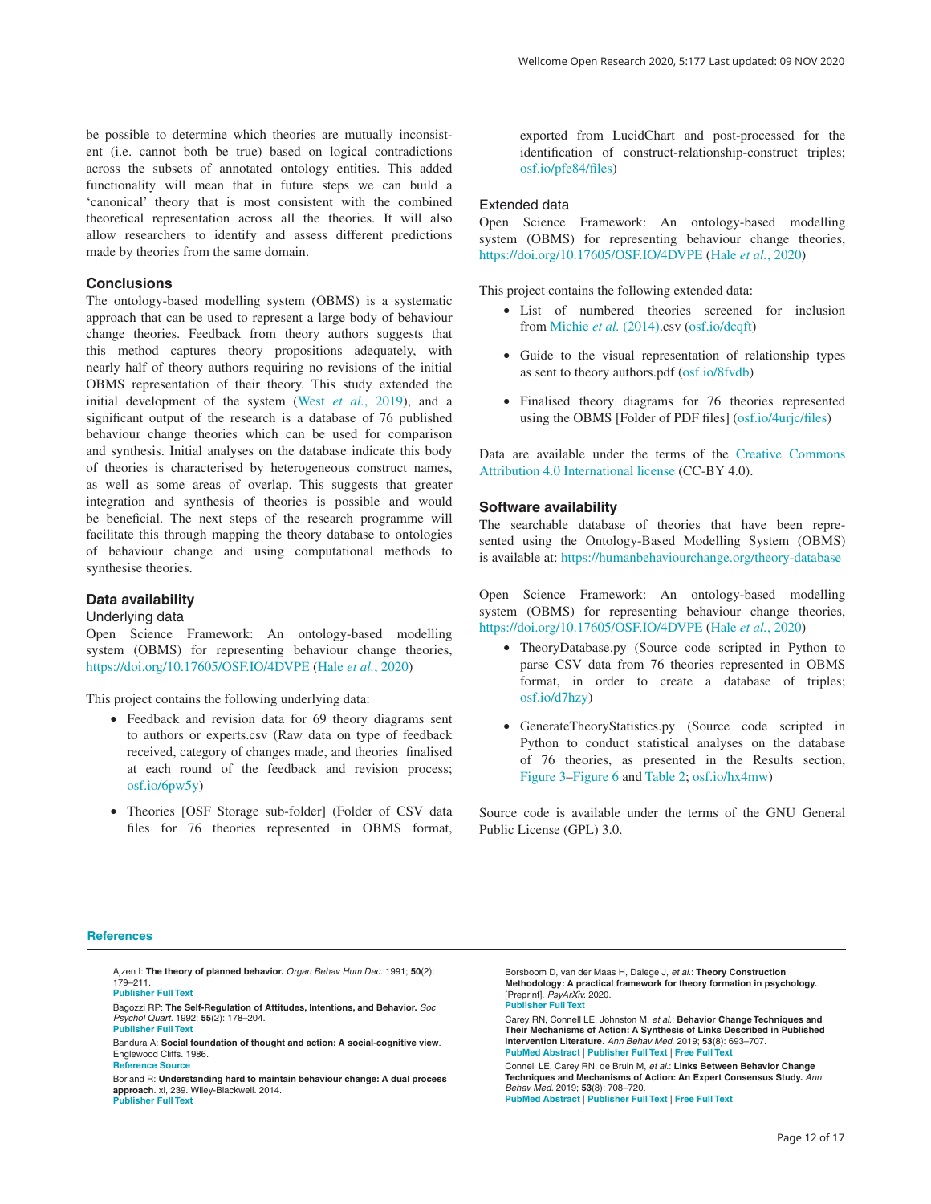be possible to determine which theories are mutually inconsistent (i.e. cannot both be true) based on logical contradictions across the subsets of annotated ontology entities. This added functionality will mean that in future steps we can build a 'canonical' theory that is most consistent with the combined theoretical representation across all the theories. It will also allow researchers to identify and assess different predictions made by theories from the same domain.

## Conclusions

The ontology-based modelling system (OBMS) is a systematic approach that can be used to represent a large body of behaviour change theories. Feedback from theory authors suggests that this method captures theory propositions adequately, with nearly half of theory authors requiring no revisions of the initial OBMS representation of their theory. This study extended the initial development of the system (West *et al.*, 2019), and a significant output of the research is a database of 76 published behaviour change theories which can be used for comparison and synthesis. Initial analyses on the database indicate this body of theories is characterised by heterogeneous construct names, as well as some areas of overlap. This suggests that greater integration and synthesis of theories is possible and would be beneficial. The next steps of the research programme will facilitate this through mapping the theory database to ontologies of behaviour change and using computational methods to synthesise theories.

## Data availability

### Underlying data

Open Science Framework: An ontology-based modelling system (OBMS) for representing behaviour change theories, https://doi.org/10.17605/OSF.IO/4DVPE (Hale *et al.*, 2020)

This project contains the following underlying data:

- Feedback and revision data for 69 theory diagrams sent to authors or experts.csv (Raw data on type of feedback received, category of changes made, and theories finalised at each round of the feedback and revision process; osf.io/6pw5y)
- Theories [OSF Storage sub-folder] (Folder of CSV data files for 76 theories represented in OBMS format, exported from LucidChart and post-processed for the identification of construct-relationship-construct triples; osf.io/pfe84/files)

### Extended data

Open Science Framework: An ontology-based modelling system (OBMS) for representing behaviour change theories, https://doi.org/10.17605/OSF.IO/4DVPE (Hale *et al.*, 2020)

This project contains the following extended data:

- List of numbered theories screened for inclusion from Michie *et al.* (2014).csv (osf.io/dcqft)
- Guide to the visual representation of relationship types as sent to theory authors.pdf (osf.io/8fvdb)
- Finalised theory diagrams for 76 theories represented using the OBMS [Folder of PDF files] (osf.io/4urjc/files)

Data are available under the terms of the Creative Commons Attribution 4.0 International license (CC-BY 4.0).

## Software availability

The searchable database of theories that have been represented using the Ontology-Based Modelling System (OBMS) is available at: https://humanbehaviourchange.org/theory-database

Open Science Framework: An ontology-based modelling system (OBMS) for representing behaviour change theories, https://doi.org/10.17605/OSF.IO/4DVPE (Hale *et al.*, 2020)

- TheoryDatabase.py (Source code scripted in Python to parse CSV data from 76 theories represented in OBMS format, in order to create a database of triples; osf.io/d7hzy)
- GenerateTheoryStatistics.py (Source code scripted in Python to conduct statistical analyses on the database of 76 theories, as presented in the Results section, Figure 3–Figure 6 and Table 2; osf.io/hx4mw)

Source code is available under the terms of the GNU General Public License (GPL) 3.0.

## References

Ajzen I: **The theory of planned behavior.** *Organ Behav Hum Dec.* 1991; **50**(2): 179–211.
Publisher Full Text

Bagozzi RP: **The Self-Regulation of Attitudes, Intentions, and Behavior.** *Soc Psychol Quart.* 1992; **55**(2): 178–204.
Publisher Full Text

Bandura A: **Social foundation of thought and action: A social-cognitive view**. Englewood Cliffs. 1986.
Reference Source

Borland R: **Understanding hard to maintain behaviour change: A dual process approach**. xi, 239. Wiley-Blackwell. 2014.
Publisher Full Text

Borsboom D, van der Maas H, Dalege J, *et al.*: **Theory Construction Methodology: A practical framework for theory formation in psychology.** [Preprint]. *PsyArXiv.* 2020.
Publisher Full Text

Carey RN, Connell LE, Johnston M, *et al.*: **Behavior Change Techniques and Their Mechanisms of Action: A Synthesis of Links Described in Published Intervention Literature.** *Ann Behav Med.* 2019; **53**(8): 693–707.
PubMed Abstract | Publisher Full Text | Free Full Text

Connell LE, Carey RN, de Bruin M, *et al.*: **Links Between Behavior Change Techniques and Mechanisms of Action: An Expert Consensus Study.** *Ann Behav Med.* 2019; **53**(8): 708–720.
PubMed Abstract | Publisher Full Text | Free Full Text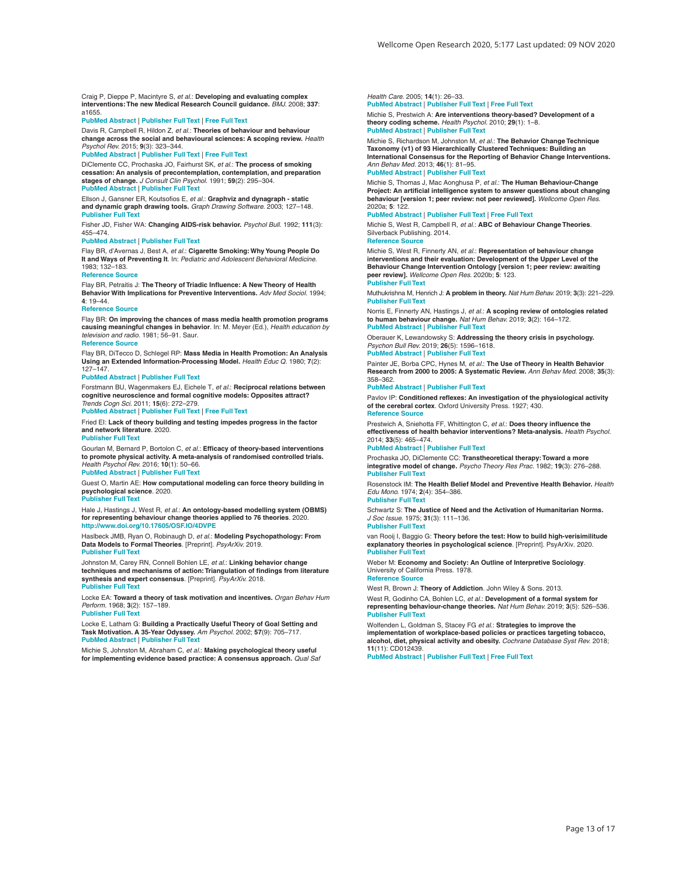Craig P, Dieppe P, Macintyre S, *et al.*: **Developing and evaluating complex interventions: The new Medical Research Council guidance.** *BMJ.* 2008; **337**: a1655.
PubMed Abstract | Publisher Full Text | Free Full Text

Davis R, Campbell R, Hildon Z, *et al.*: **Theories of behaviour and behaviour change across the social and behavioural sciences: A scoping review.** *Health Psychol Rev.* 2015; **9**(3): 323–344.
PubMed Abstract | Publisher Full Text | Free Full Text

DiClemente CC, Prochaska JO, Fairhurst SK, *et al.*: **The process of smoking cessation: An analysis of precontemplation, contemplation, and preparation stages of change.** *J Consult Clin Psychol.* 1991; **59**(2): 295–304.
PubMed Abstract | Publisher Full Text

Ellson J, Gansner ER, Koutsofios E, *et al.*: **Graphviz and dynagraph - static and dynamic graph drawing tools.** *Graph Drawing Software.* 2003; 127–148.
Publisher Full Text

Fisher JD, Fisher WA: **Changing AIDS-risk behavior.** *Psychol Bull.* 1992; **111**(3): 455–474.
PubMed Abstract | Publisher Full Text

Flay BR, d'Avernas J, Best A, *et al.*: **Cigarette Smoking: Why Young People Do It and Ways of Preventing It**. In: *Pediatric and Adolescent Behavioral Medicine.* 1983; 132–183.
Reference Source

Flay BR, Petraitis J: **The Theory of Triadic Influence: A New Theory of Health Behavior With Implications for Preventive Interventions.** *Adv Med Sociol.* 1994; **4**: 19–44.
Reference Source

Flay BR: **On improving the chances of mass media health promotion programs causing meaningful changes in behavior**. In: M. Meyer (Ed.), *Health education by television and radio.* 1981; 56–91. Saur.
Reference Source

Flay BR, DiTecco D, Schlegel RP: **Mass Media in Health Promotion: An Analysis Using an Extended Information-Processing Model.** *Health Educ Q.* 1980; **7**(2): 127–147.
PubMed Abstract | Publisher Full Text

Forstmann BU, Wagenmakers EJ, Eichele T, *et al.*: **Reciprocal relations between cognitive neuroscience and formal cognitive models: Opposites attract?** *Trends Cogn Sci.* 2011; **15**(6): 272–279.
PubMed Abstract | Publisher Full Text | Free Full Text

Fried EI: **Lack of theory building and testing impedes progress in the factor and network literature**. 2020.
Publisher Full Text

Gourlan M, Bernard P, Bortolon C, *et al.*: **Efficacy of theory-based interventions to promote physical activity. A meta-analysis of randomised controlled trials.** *Health Psychol Rev.* 2016; **10**(1): 50–66.
PubMed Abstract | Publisher Full Text

Guest O, Martin AE: **How computational modeling can force theory building in psychological science**. 2020.
Publisher Full Text

Hale J, Hastings J, West R, *et al.*: **An ontology-based modelling system (OBMS) for representing behaviour change theories applied to 76 theories**. 2020.
http://www.doi.org/10.17605/OSF.IO/4DVPE

Haslbeck JMB, Ryan O, Robinaugh D, *et al.*: **Modeling Psychopathology: From Data Models to Formal Theories**. [Preprint]. *PsyArXiv.* 2019.
Publisher Full Text

Johnston M, Carey RN, Connell Bohlen LE, *et al.*: **Linking behavior change techniques and mechanisms of action: Triangulation of findings from literature synthesis and expert consensus**. [Preprint]. *PsyArXiv.* 2018.
Publisher Full Text

Locke EA: **Toward a theory of task motivation and incentives.** *Organ Behav Hum Perform.* 1968; **3**(2): 157–189.
Publisher Full Text

Locke E, Latham G: **Building a Practically Useful Theory of Goal Setting and Task Motivation. A 35-Year Odyssey.** *Am Psychol.* 2002; **57**(9): 705–717.
PubMed Abstract | Publisher Full Text

Michie S, Johnston M, Abraham C, *et al.*: **Making psychological theory useful for implementing evidence based practice: A consensus approach.** *Qual Saf Health Care.* 2005; **14**(1): 26–33.
PubMed Abstract | Publisher Full Text | Free Full Text

Michie S, Prestwich A: **Are interventions theory-based? Development of a theory coding scheme.** *Health Psychol.* 2010; **29**(1): 1–8.
PubMed Abstract | Publisher Full Text

Michie S, Richardson M, Johnston M, *et al.*: **The Behavior Change Technique Taxonomy (v1) of 93 Hierarchically Clustered Techniques: Building an International Consensus for the Reporting of Behavior Change Interventions.** *Ann Behav Med.* 2013; **46**(1): 81–95.
PubMed Abstract | Publisher Full Text

Michie S, Thomas J, Mac Aonghusa P, *et al.*: **The Human Behaviour-Change Project: An artificial intelligence system to answer questions about changing behaviour [version 1; peer review: not peer reviewed].** *Wellcome Open Res.* 2020a; **5**: 122.
PubMed Abstract | Publisher Full Text | Free Full Text

Michie S, West R, Campbell R, *et al.*: **ABC of Behaviour Change Theories**. Silverback Publishing. 2014.
Reference Source

Michie S, West R, Finnerty AN, *et al.*: **Representation of behaviour change interventions and their evaluation: Development of the Upper Level of the Behaviour Change Intervention Ontology [version 1; peer review: awaiting peer review].** *Wellcome Open Res.* 2020b; **5**: 123.
Publisher Full Text

Muthukrishna M, Henrich J: **A problem in theory.** *Nat Hum Behav.* 2019; **3**(3): 221–229.
Publisher Full Text

Norris E, Finnerty AN, Hastings J, *et al.*: **A scoping review of ontologies related to human behaviour change.** *Nat Hum Behav.* 2019; **3**(2): 164–172.
PubMed Abstract | Publisher Full Text

Oberauer K, Lewandowsky S: **Addressing the theory crisis in psychology.** *Psychon Bull Rev.* 2019; **26**(5): 1596–1618.
PubMed Abstract | Publisher Full Text

Painter JE, Borba CPC, Hynes M, *et al.*: **The Use of Theory in Health Behavior Research from 2000 to 2005: A Systematic Review.** *Ann Behav Med.* 2008; **35**(3): 358–362.
PubMed Abstract | Publisher Full Text

Pavlov IP: **Conditioned reflexes: An investigation of the physiological activity of the cerebral cortex**. Oxford University Press. 1927; 430.
Reference Source

Prestwich A, Sniehotta FF, Whittington C, *et al.*: **Does theory influence the effectiveness of health behavior interventions? Meta-analysis.** *Health Psychol.* 2014; **33**(5): 465–474.
PubMed Abstract | Publisher Full Text

Prochaska JO, DiClemente CC: **Transtheoretical therapy: Toward a more integrative model of change.** *Psycho Theory Res Prac.* 1982; **19**(3): 276–288.
Publisher Full Text

Rosenstock IM: **The Health Belief Model and Preventive Health Behavior.** *Health Edu Mono.* 1974; **2**(4): 354–386.
Publisher Full Text

Schwartz S: **The Justice of Need and the Activation of Humanitarian Norms.** *J Soc Issue.* 1975; **31**(3): 111–136.
Publisher Full Text

van Rooij I, Baggio G: **Theory before the test: How to build high-verisimilitude explanatory theories in psychological science**. [Preprint]. PsyArXiv. 2020.
Publisher Full Text

Weber M: **Economy and Society: An Outline of Interpretive Sociology**. University of California Press. 1978.
Reference Source

West R, Brown J: **Theory of Addiction**. John Wiley & Sons. 2013.

West R, Godinho CA, Bohlen LC, *et al.*: **Development of a formal system for representing behaviour-change theories.** *Nat Hum Behav.* 2019; **3**(5): 526–536.
Publisher Full Text

Wolfenden L, Goldman S, Stacey FG *et al.*: **Strategies to improve the implementation of workplace-based policies or practices targeting tobacco, alcohol, diet, physical activity and obesity.** *Cochrane Database Syst Rev.* 2018; **11**(11): CD012439.
PubMed Abstract | Publisher Full Text | Free Full Text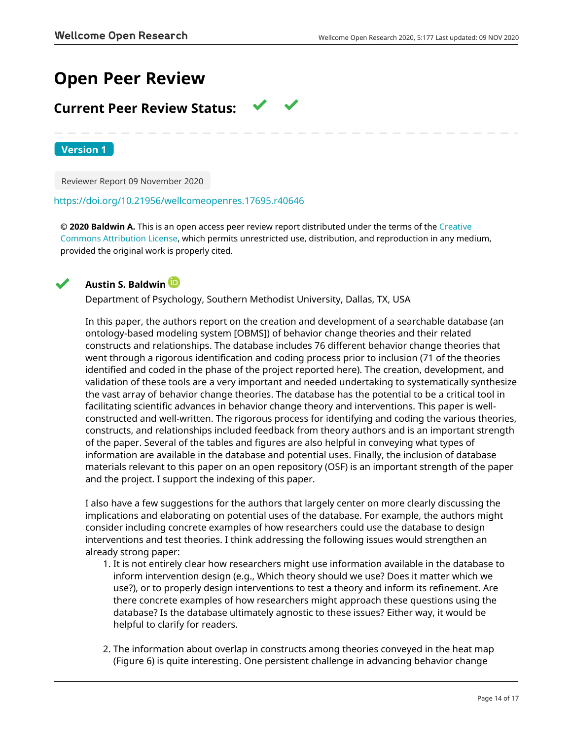# Open Peer Review

## Current Peer Review Status: ✔ ✔

**Version 1**

Reviewer Report 09 November 2020

https://doi.org/10.21956/wellcomeopenres.17695.r40646

**© 2020 Baldwin A.** This is an open access peer review report distributed under the terms of the Creative Commons Attribution License, which permits unrestricted use, distribution, and reproduction in any medium, provided the original work is properly cited.

✔ **Austin S. Baldwin**

Department of Psychology, Southern Methodist University, Dallas, TX, USA

In this paper, the authors report on the creation and development of a searchable database (an ontology-based modeling system [OBMS]) of behavior change theories and their related constructs and relationships. The database includes 76 different behavior change theories that went through a rigorous identification and coding process prior to inclusion (71 of the theories identified and coded in the phase of the project reported here). The creation, development, and validation of these tools are a very important and needed undertaking to systematically synthesize the vast array of behavior change theories. The database has the potential to be a critical tool in facilitating scientific advances in behavior change theory and interventions. This paper is well-constructed and well-written. The rigorous process for identifying and coding the various theories, constructs, and relationships included feedback from theory authors and is an important strength of the paper. Several of the tables and figures are also helpful in conveying what types of information are available in the database and potential uses. Finally, the inclusion of database materials relevant to this paper on an open repository (OSF) is an important strength of the paper and the project. I support the indexing of this paper.

I also have a few suggestions for the authors that largely center on more clearly discussing the implications and elaborating on potential uses of the database. For example, the authors might consider including concrete examples of how researchers could use the database to design interventions and test theories. I think addressing the following issues would strengthen an already strong paper:

1. It is not entirely clear how researchers might use information available in the database to inform intervention design (e.g., Which theory should we use? Does it matter which we use?), or to properly design interventions to test a theory and inform its refinement. Are there concrete examples of how researchers might approach these questions using the database? Is the database ultimately agnostic to these issues? Either way, it would be helpful to clarify for readers.

2. The information about overlap in constructs among theories conveyed in the heat map (Figure 6) is quite interesting. One persistent challenge in advancing behavior change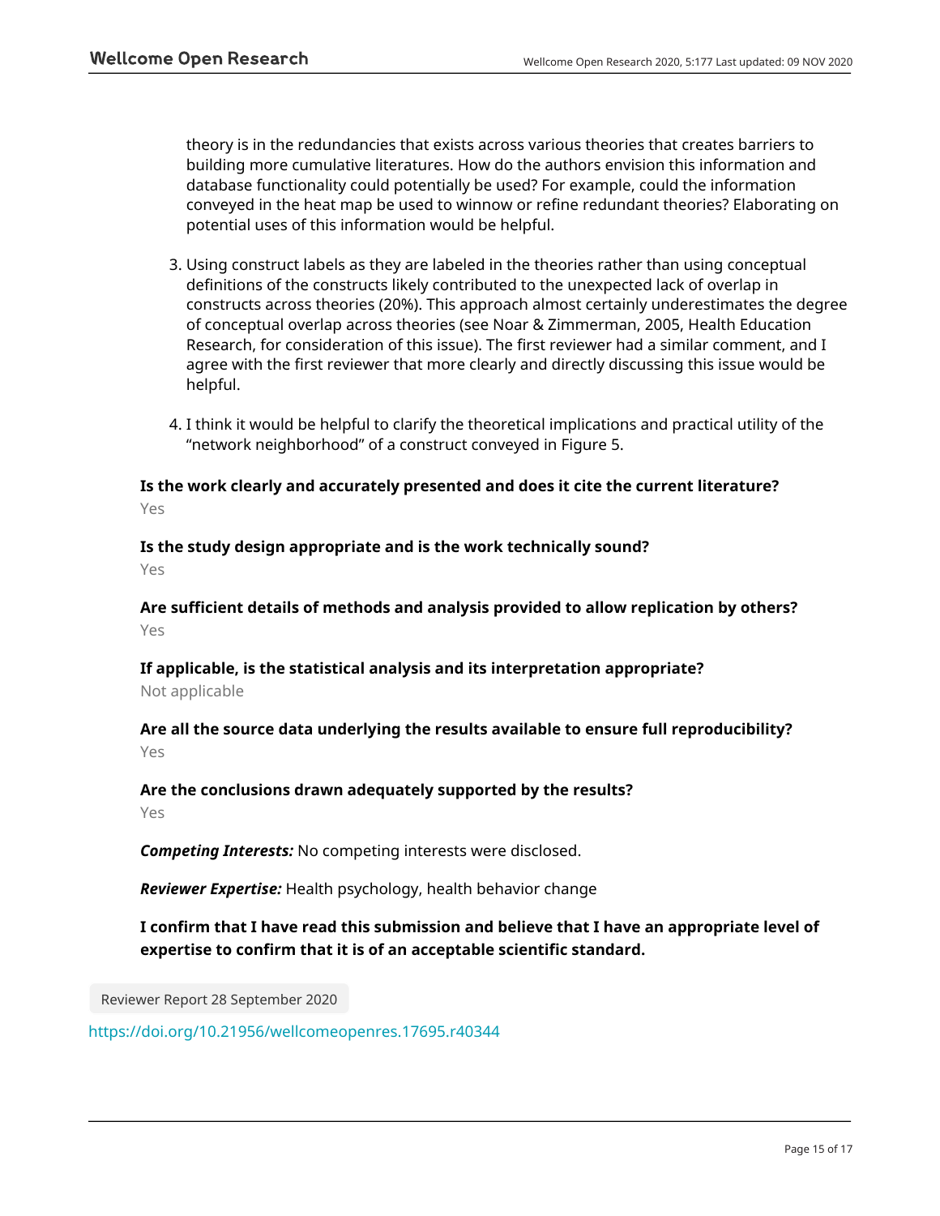theory is in the redundancies that exists across various theories that creates barriers to building more cumulative literatures. How do the authors envision this information and database functionality could potentially be used? For example, could the information conveyed in the heat map be used to winnow or refine redundant theories? Elaborating on potential uses of this information would be helpful.

3. Using construct labels as they are labeled in the theories rather than using conceptual definitions of the constructs likely contributed to the unexpected lack of overlap in constructs across theories (20%). This approach almost certainly underestimates the degree of conceptual overlap across theories (see Noar & Zimmerman, 2005, Health Education Research, for consideration of this issue). The first reviewer had a similar comment, and I agree with the first reviewer that more clearly and directly discussing this issue would be helpful.

4. I think it would be helpful to clarify the theoretical implications and practical utility of the "network neighborhood" of a construct conveyed in Figure 5.

**Is the work clearly and accurately presented and does it cite the current literature?**
Yes

**Is the study design appropriate and is the work technically sound?**
Yes

**Are sufficient details of methods and analysis provided to allow replication by others?**
Yes

**If applicable, is the statistical analysis and its interpretation appropriate?**
Not applicable

**Are all the source data underlying the results available to ensure full reproducibility?**
Yes

**Are the conclusions drawn adequately supported by the results?**
Yes

***Competing Interests:*** No competing interests were disclosed.

***Reviewer Expertise:*** Health psychology, health behavior change

**I confirm that I have read this submission and believe that I have an appropriate level of expertise to confirm that it is of an acceptable scientific standard.**

Reviewer Report 28 September 2020

https://doi.org/10.21956/wellcomeopenres.17695.r40344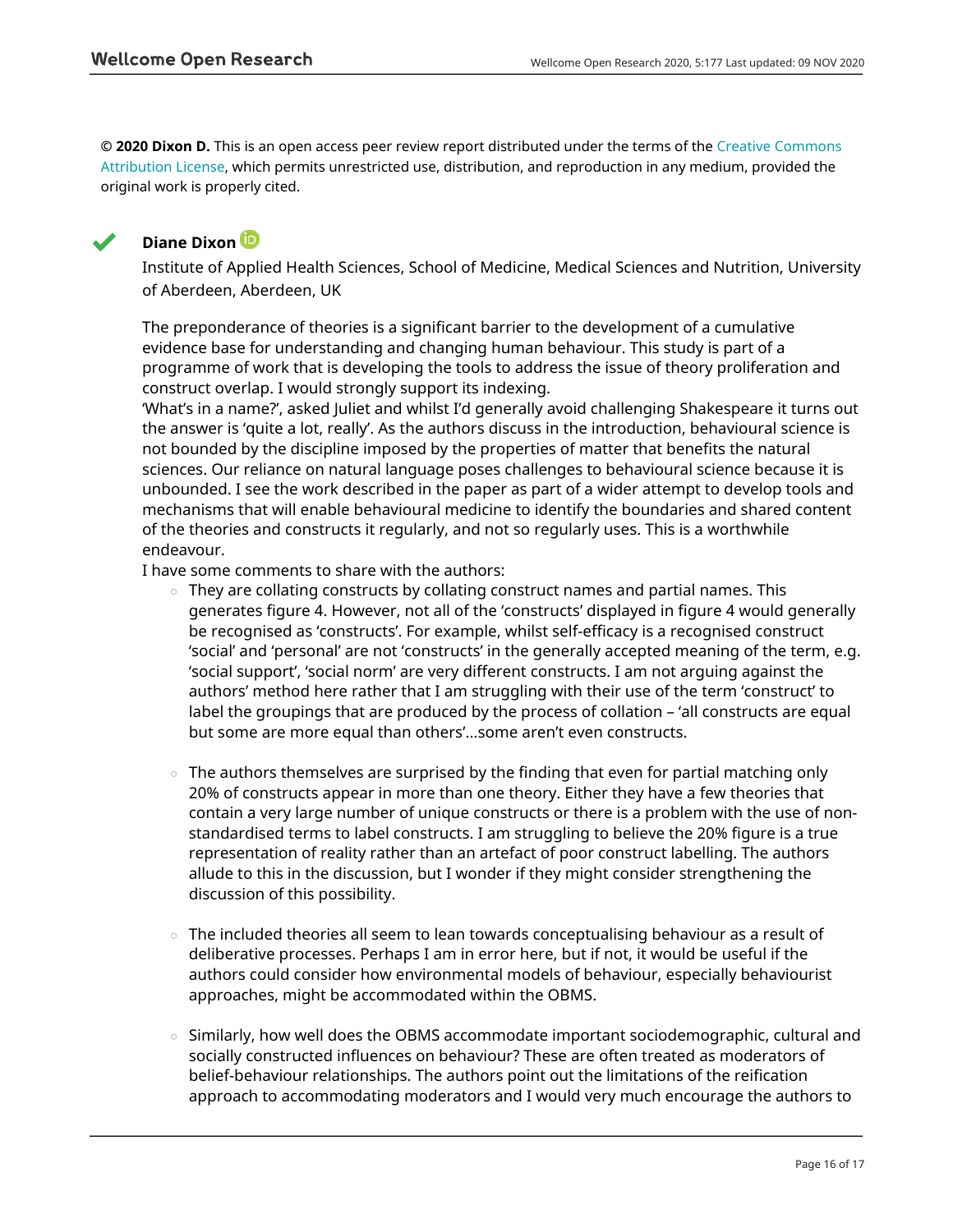**© 2020 Dixon D.** This is an open access peer review report distributed under the terms of the Creative Commons Attribution License, which permits unrestricted use, distribution, and reproduction in any medium, provided the original work is properly cited.

**Diane Dixon**

Institute of Applied Health Sciences, School of Medicine, Medical Sciences and Nutrition, University of Aberdeen, Aberdeen, UK

The preponderance of theories is a significant barrier to the development of a cumulative evidence base for understanding and changing human behaviour. This study is part of a programme of work that is developing the tools to address the issue of theory proliferation and construct overlap. I would strongly support its indexing.

'What's in a name?', asked Juliet and whilst I'd generally avoid challenging Shakespeare it turns out the answer is 'quite a lot, really'. As the authors discuss in the introduction, behavioural science is not bounded by the discipline imposed by the properties of matter that benefits the natural sciences. Our reliance on natural language poses challenges to behavioural science because it is unbounded. I see the work described in the paper as part of a wider attempt to develop tools and mechanisms that will enable behavioural medicine to identify the boundaries and shared content of the theories and constructs it regularly, and not so regularly uses. This is a worthwhile endeavour.

I have some comments to share with the authors:

- They are collating constructs by collating construct names and partial names. This generates figure 4. However, not all of the 'constructs' displayed in figure 4 would generally be recognised as 'constructs'. For example, whilst self-efficacy is a recognised construct 'social' and 'personal' are not 'constructs' in the generally accepted meaning of the term, e.g. 'social support', 'social norm' are very different constructs. I am not arguing against the authors' method here rather that I am struggling with their use of the term 'construct' to label the groupings that are produced by the process of collation – 'all constructs are equal but some are more equal than others'…some aren't even constructs.

- The authors themselves are surprised by the finding that even for partial matching only 20% of constructs appear in more than one theory. Either they have a few theories that contain a very large number of unique constructs or there is a problem with the use of non-standardised terms to label constructs. I am struggling to believe the 20% figure is a true representation of reality rather than an artefact of poor construct labelling. The authors allude to this in the discussion, but I wonder if they might consider strengthening the discussion of this possibility.

- The included theories all seem to lean towards conceptualising behaviour as a result of deliberative processes. Perhaps I am in error here, but if not, it would be useful if the authors could consider how environmental models of behaviour, especially behaviourist approaches, might be accommodated within the OBMS.

- Similarly, how well does the OBMS accommodate important sociodemographic, cultural and socially constructed influences on behaviour? These are often treated as moderators of belief-behaviour relationships. The authors point out the limitations of the reification approach to accommodating moderators and I would very much encourage the authors to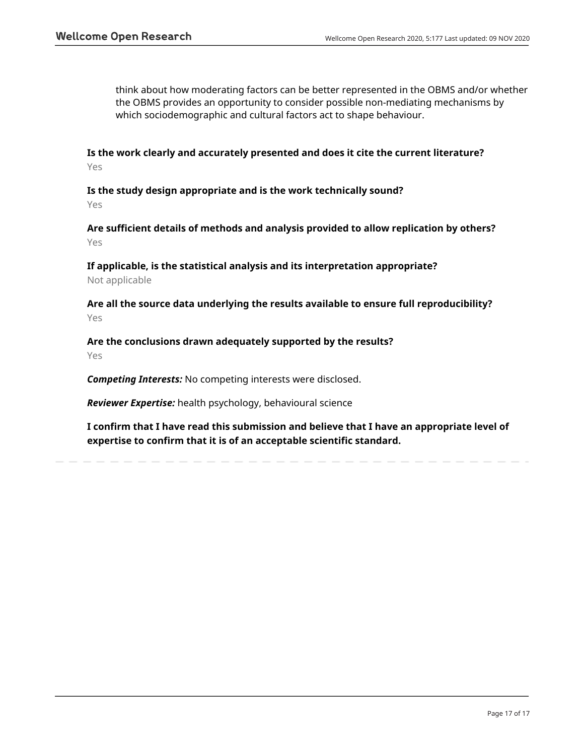think about how moderating factors can be better represented in the OBMS and/or whether the OBMS provides an opportunity to consider possible non-mediating mechanisms by which sociodemographic and cultural factors act to shape behaviour.

**Is the work clearly and accurately presented and does it cite the current literature?**

Yes

**Is the study design appropriate and is the work technically sound?**

Yes

**Are sufficient details of methods and analysis provided to allow replication by others?**

Yes

**If applicable, is the statistical analysis and its interpretation appropriate?**

Not applicable

**Are all the source data underlying the results available to ensure full reproducibility?**

Yes

**Are the conclusions drawn adequately supported by the results?**

Yes

***Competing Interests:*** No competing interests were disclosed.

***Reviewer Expertise:*** health psychology, behavioural science

**I confirm that I have read this submission and believe that I have an appropriate level of expertise to confirm that it is of an acceptable scientific standard.**